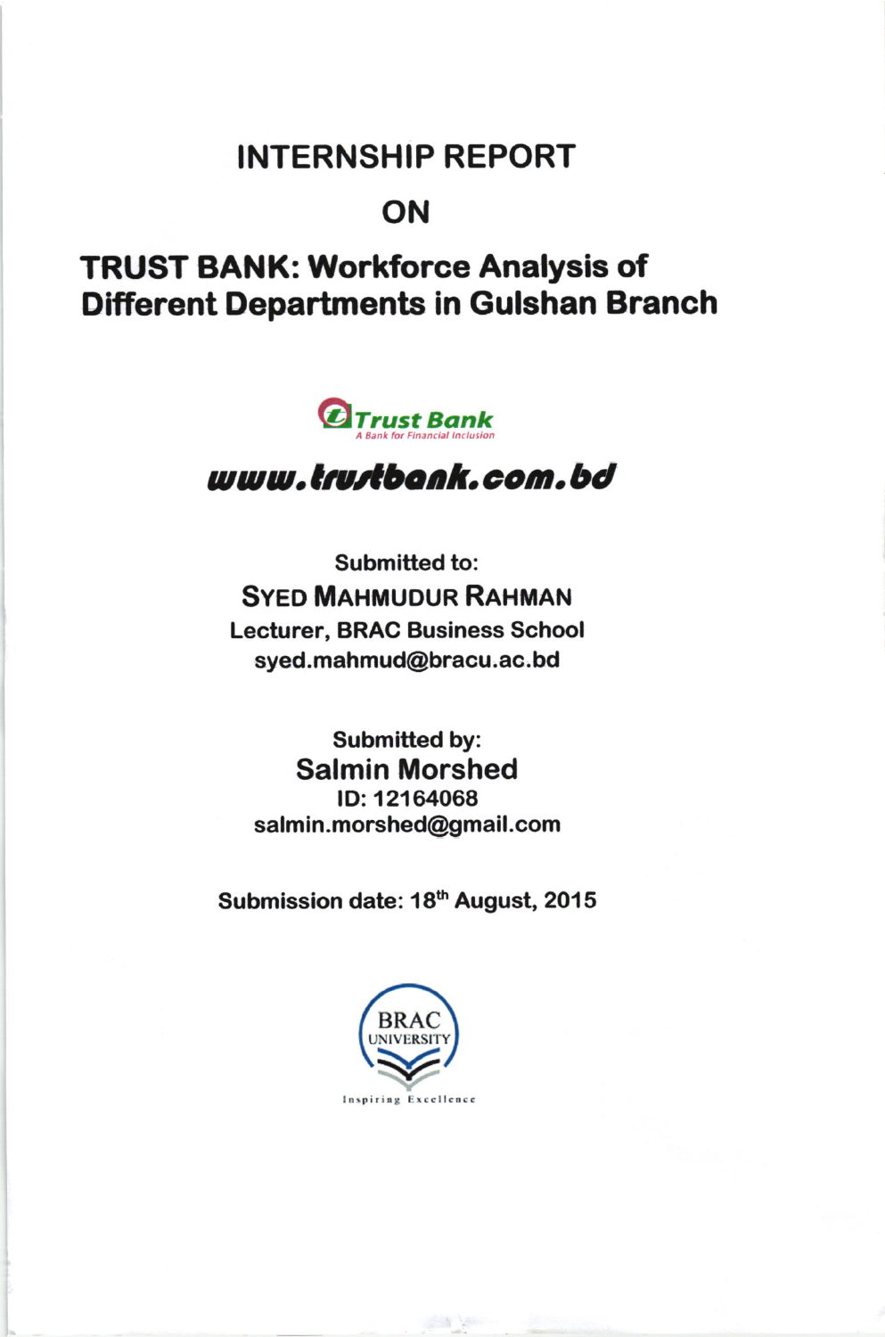# INTERNSHIP REPORT

# ON

# TRUST BANK: Workforce Analysis of Different Departments in Gulshan Branch

Trust Bank
A Bank for Financial Inclusion

***www.trustbank.com.bd***

**Submitted to:**

**SYED MAHMUDUR RAHMAN**

**Lecturer, BRAC Business School**

**syed.mahmud@bracu.ac.bd**

**Submitted by:**

**Salmin Morshed**

**ID: 12164068**

**salmin.morshed@gmail.com**

**Submission date: 18th August, 2015**

BRAC UNIVERSITY

Inspiring Excellence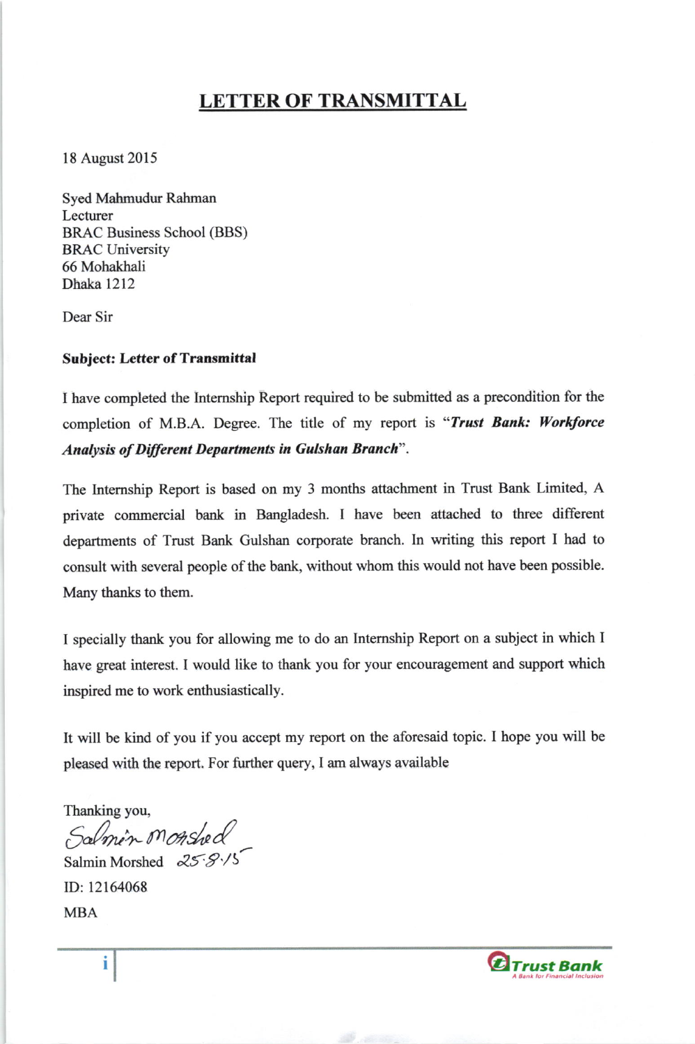# LETTER OF TRANSMITTAL

18 August 2015

Syed Mahmudur Rahman
Lecturer
BRAC Business School (BBS)
BRAC University
66 Mohakhali
Dhaka 1212

Dear Sir

**Subject: Letter of Transmittal**

I have completed the Internship Report required to be submitted as a precondition for the completion of M.B.A. Degree. The title of my report is "***Trust Bank: Workforce Analysis of Different Departments in Gulshan Branch***".

The Internship Report is based on my 3 months attachment in Trust Bank Limited, A private commercial bank in Bangladesh. I have been attached to three different departments of Trust Bank Gulshan corporate branch. In writing this report I had to consult with several people of the bank, without whom this would not have been possible. Many thanks to them.

I specially thank you for allowing me to do an Internship Report on a subject in which I have great interest. I would like to thank you for your encouragement and support which inspired me to work enthusiastically.

It will be kind of you if you accept my report on the aforesaid topic. I hope you will be pleased with the report. For further query, I am always available

Thanking you,

Salmin Morshed 25.8.15

Salmin Morshed

ID: 12164068

MBA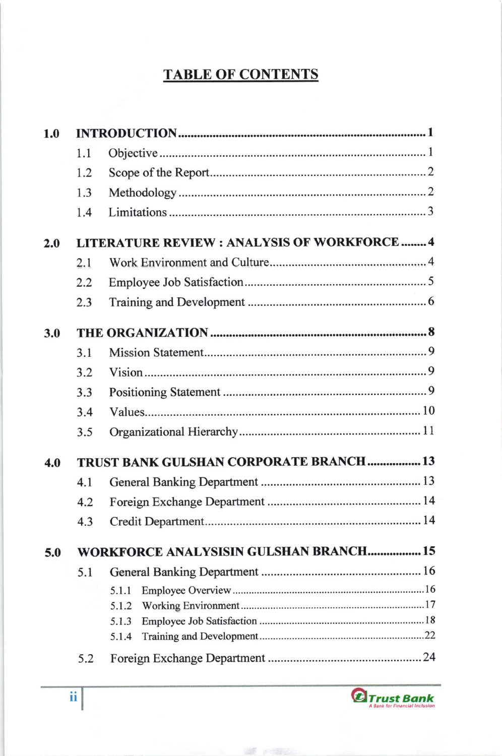# TABLE OF CONTENTS

**1.0 INTRODUCTION .......................................................................... 1**

- 1.1 Objective ............................................................................. 1
- 1.2 Scope of the Report.................................................................. 2
- 1.3 Methodology ........................................................................ 2
- 1.4 Limitations ........................................................................... 3

**2.0 LITERATURE REVIEW : ANALYSIS OF WORKFORCE ........ 4**

- 2.1 Work Environment and Culture.................................................. 4
- 2.2 Employee Job Satisfaction......................................................... 5
- 2.3 Training and Development ........................................................ 6

**3.0 THE ORGANIZATION ......................................................... 8**

- 3.1 Mission Statement.................................................................. 9
- 3.2 Vision ................................................................................. 9
- 3.3 Positioning Statement ............................................................. 9
- 3.4 Values................................................................................. 10
- 3.5 Organizational Hierarchy......................................................... 11

**4.0 TRUST BANK GULSHAN CORPORATE BRANCH ................. 13**

- 4.1 General Banking Department .................................................. 13
- 4.2 Foreign Exchange Department ................................................. 14
- 4.3 Credit Department................................................................. 14

**5.0 WORKFORCE ANALYSISIN GULSHAN BRANCH................. 15**

- 5.1 General Banking Department .................................................. 16
  - 5.1.1 Employee Overview ....................................................... 16
  - 5.1.2 Working Environment..................................................... 17
  - 5.1.3 Employee Job Satisfaction .............................................. 18
  - 5.1.4 Training and Development............................................... 22
- 5.2 Foreign Exchange Department ................................................. 24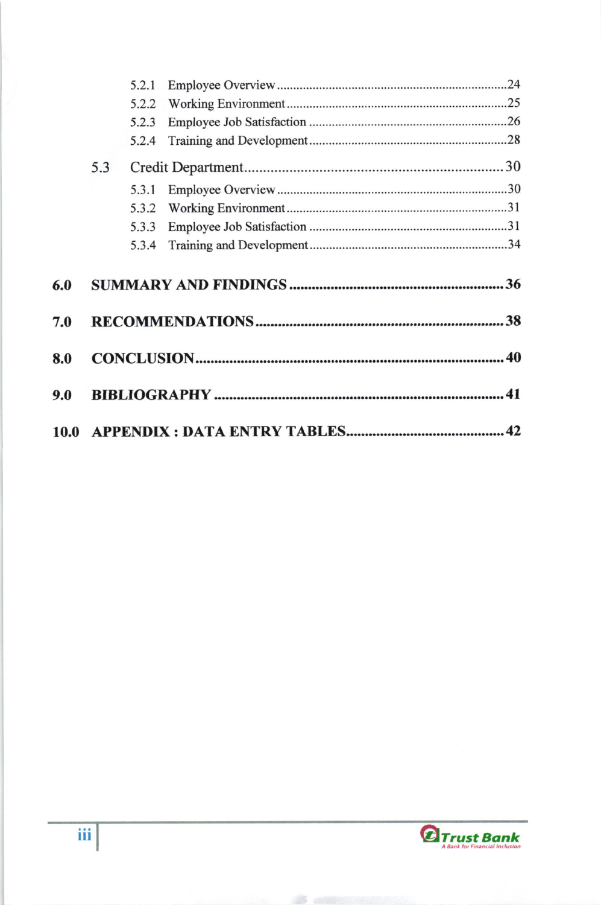- 5.2.1 Employee Overview .......................................................................24
- 5.2.2 Working Environment ....................................................................25
- 5.2.3 Employee Job Satisfaction ............................................................26
- 5.2.4 Training and Development............................................................28

5.3 Credit Department......................................................................30

- 5.3.1 Employee Overview .......................................................................30
- 5.3.2 Working Environment ....................................................................31
- 5.3.3 Employee Job Satisfaction ............................................................31
- 5.3.4 Training and Development............................................................34

**6.0 SUMMARY AND FINDINGS ........................................................36**

**7.0 RECOMMENDATIONS ..................................................................38**

**8.0 CONCLUSION................................................................................40**

**9.0 BIBLIOGRAPHY ............................................................................41**

**10.0 APPENDIX : DATA ENTRY TABLES.........................................42**